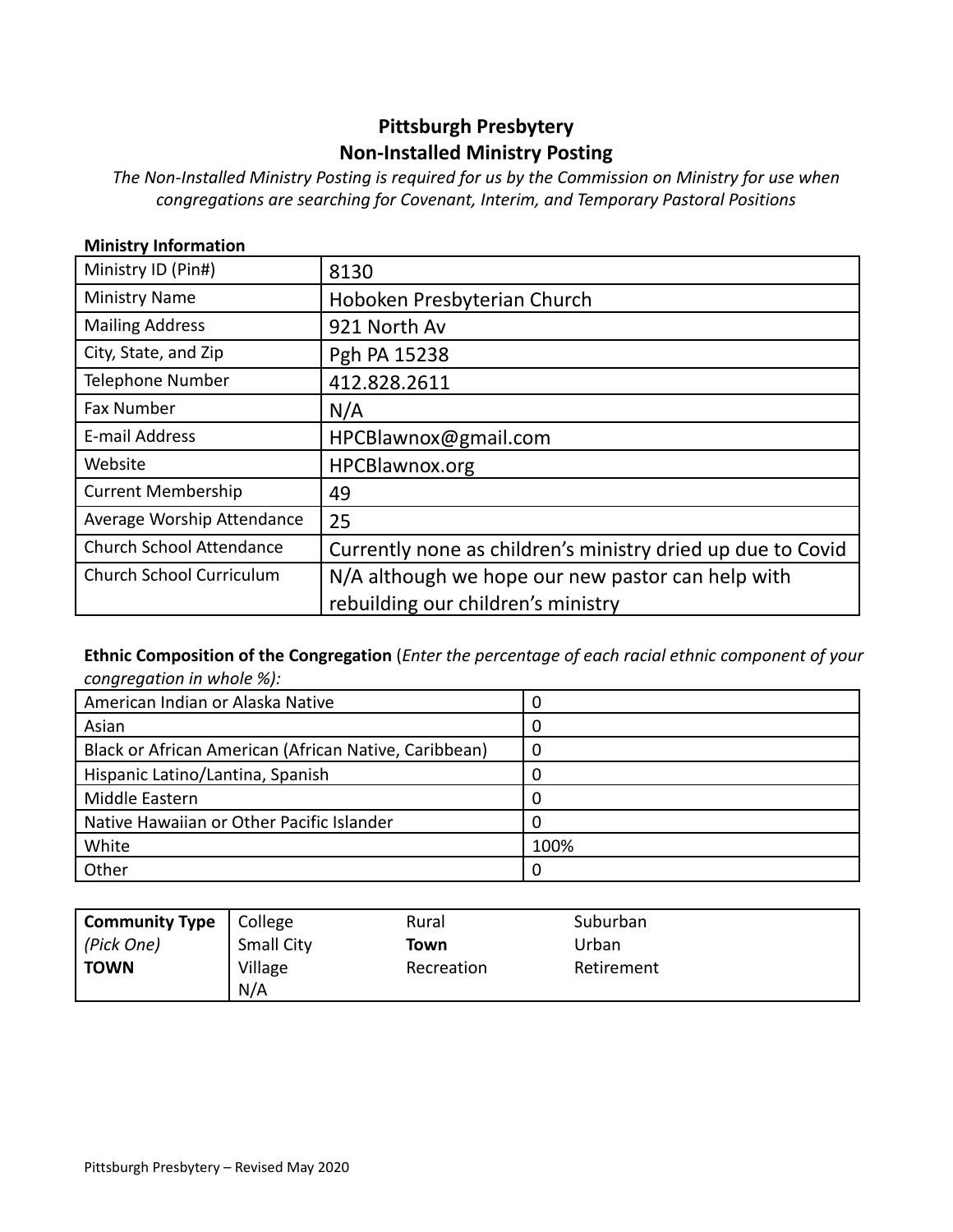# Pittsburgh Presbytery
## Non-Installed Ministry Posting

*The Non-Installed Ministry Posting is required for us by the Commission on Ministry for use when congregations are searching for Covenant, Interim, and Temporary Pastoral Positions*

**Ministry Information**

| Ministry ID (Pin#) | 8130 |
|---|---|
| Ministry Name | Hoboken Presbyterian Church |
| Mailing Address | 921 North Av |
| City, State, and Zip | Pgh PA 15238 |
| Telephone Number | 412.828.2611 |
| Fax Number | N/A |
| E-mail Address | HPCBlawnox@gmail.com |
| Website | HPCBlawnox.org |
| Current Membership | 49 |
| Average Worship Attendance | 25 |
| Church School Attendance | Currently none as children's ministry dried up due to Covid |
| Church School Curriculum | N/A although we hope our new pastor can help with rebuilding our children's ministry |

**Ethnic Composition of the Congregation** (*Enter the percentage of each racial ethnic component of your congregation in whole %):*

| American Indian or Alaska Native | 0 |
|---|---|
| Asian | 0 |
| Black or African American (African Native, Caribbean) | 0 |
| Hispanic Latino/Lantina, Spanish | 0 |
| Middle Eastern | 0 |
| Native Hawaiian or Other Pacific Islander | 0 |
| White | 100% |
| Other | 0 |

| **Community Type** *(Pick One)* **TOWN** | College | Rural | Suburban |
|---|---|---|---|
| | Small City | **Town** | Urban |
| | Village | Recreation | Retirement |
| | N/A | | |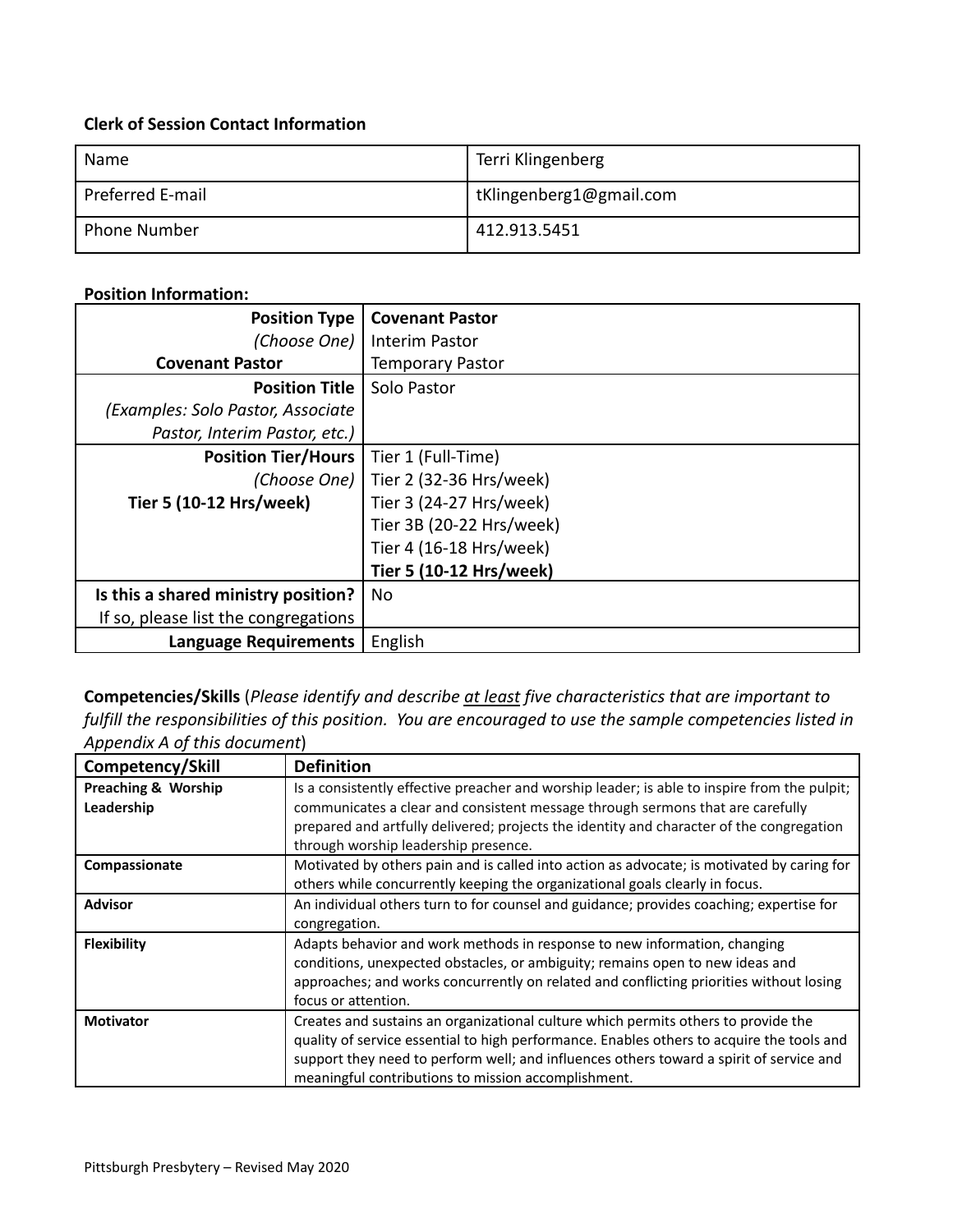**Clerk of Session Contact Information**

| Name | Terri Klingenberg |
|---|---|
| Preferred E-mail | tKlingenberg1@gmail.com |
| Phone Number | 412.913.5451 |

**Position Information:**

| | |
|---|---|
| **Position Type** *(Choose One)* **Covenant Pastor** | **Covenant Pastor**<br>Interim Pastor<br>Temporary Pastor |
| **Position Title** *(Examples: Solo Pastor, Associate Pastor, Interim Pastor, etc.)* | Solo Pastor |
| **Position Tier/Hours** *(Choose One)* **Tier 5 (10-12 Hrs/week)** | Tier 1 (Full-Time)<br>Tier 2 (32-36 Hrs/week)<br>Tier 3 (24-27 Hrs/week)<br>Tier 3B (20-22 Hrs/week)<br>Tier 4 (16-18 Hrs/week)<br>**Tier 5 (10-12 Hrs/week)** |
| **Is this a shared ministry position?** If so, please list the congregations | No |
| **Language Requirements** | English |

**Competencies/Skills** (*Please identify and describe at least five characteristics that are important to fulfill the responsibilities of this position. You are encouraged to use the sample competencies listed in Appendix A of this document*)

| Competency/Skill | Definition |
|---|---|
| **Preaching & Worship Leadership** | Is a consistently effective preacher and worship leader; is able to inspire from the pulpit; communicates a clear and consistent message through sermons that are carefully prepared and artfully delivered; projects the identity and character of the congregation through worship leadership presence. |
| **Compassionate** | Motivated by others pain and is called into action as advocate; is motivated by caring for others while concurrently keeping the organizational goals clearly in focus. |
| **Advisor** | An individual others turn to for counsel and guidance; provides coaching; expertise for congregation. |
| **Flexibility** | Adapts behavior and work methods in response to new information, changing conditions, unexpected obstacles, or ambiguity; remains open to new ideas and approaches; and works concurrently on related and conflicting priorities without losing focus or attention. |
| **Motivator** | Creates and sustains an organizational culture which permits others to provide the quality of service essential to high performance. Enables others to acquire the tools and support they need to perform well; and influences others toward a spirit of service and meaningful contributions to mission accomplishment. |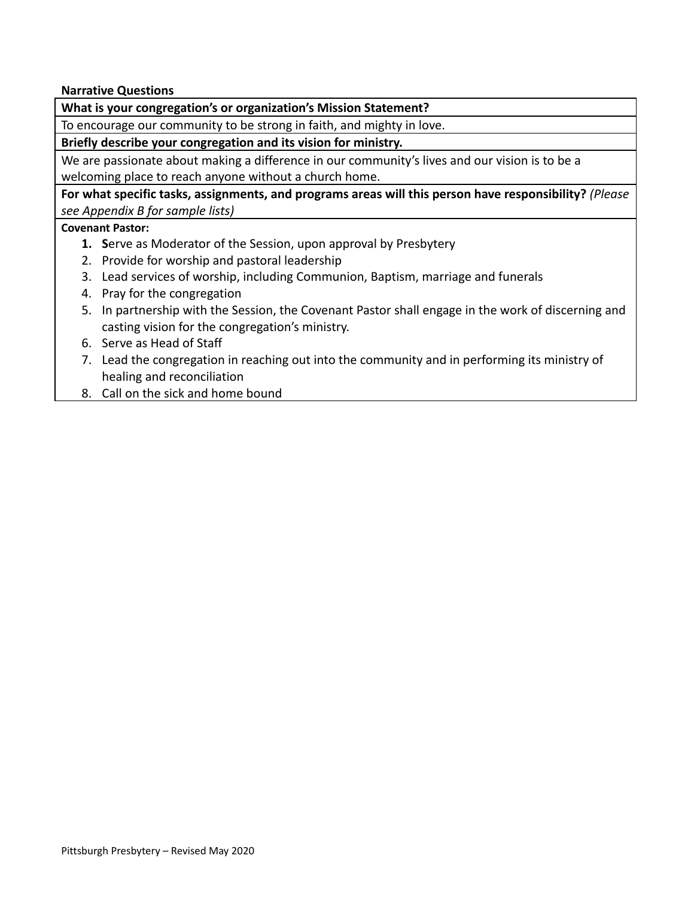**Narrative Questions**

**What is your congregation's or organization's Mission Statement?**

To encourage our community to be strong in faith, and mighty in love.

**Briefly describe your congregation and its vision for ministry.**

We are passionate about making a difference in our community's lives and our vision is to be a welcoming place to reach anyone without a church home.

**For what specific tasks, assignments, and programs areas will this person have responsibility?** *(Please see Appendix B for sample lists)*

**Covenant Pastor:**

1. **S**erve as Moderator of the Session, upon approval by Presbytery
2. Provide for worship and pastoral leadership
3. Lead services of worship, including Communion, Baptism, marriage and funerals
4. Pray for the congregation
5. In partnership with the Session, the Covenant Pastor shall engage in the work of discerning and casting vision for the congregation's ministry.
6. Serve as Head of Staff
7. Lead the congregation in reaching out into the community and in performing its ministry of healing and reconciliation
8. Call on the sick and home bound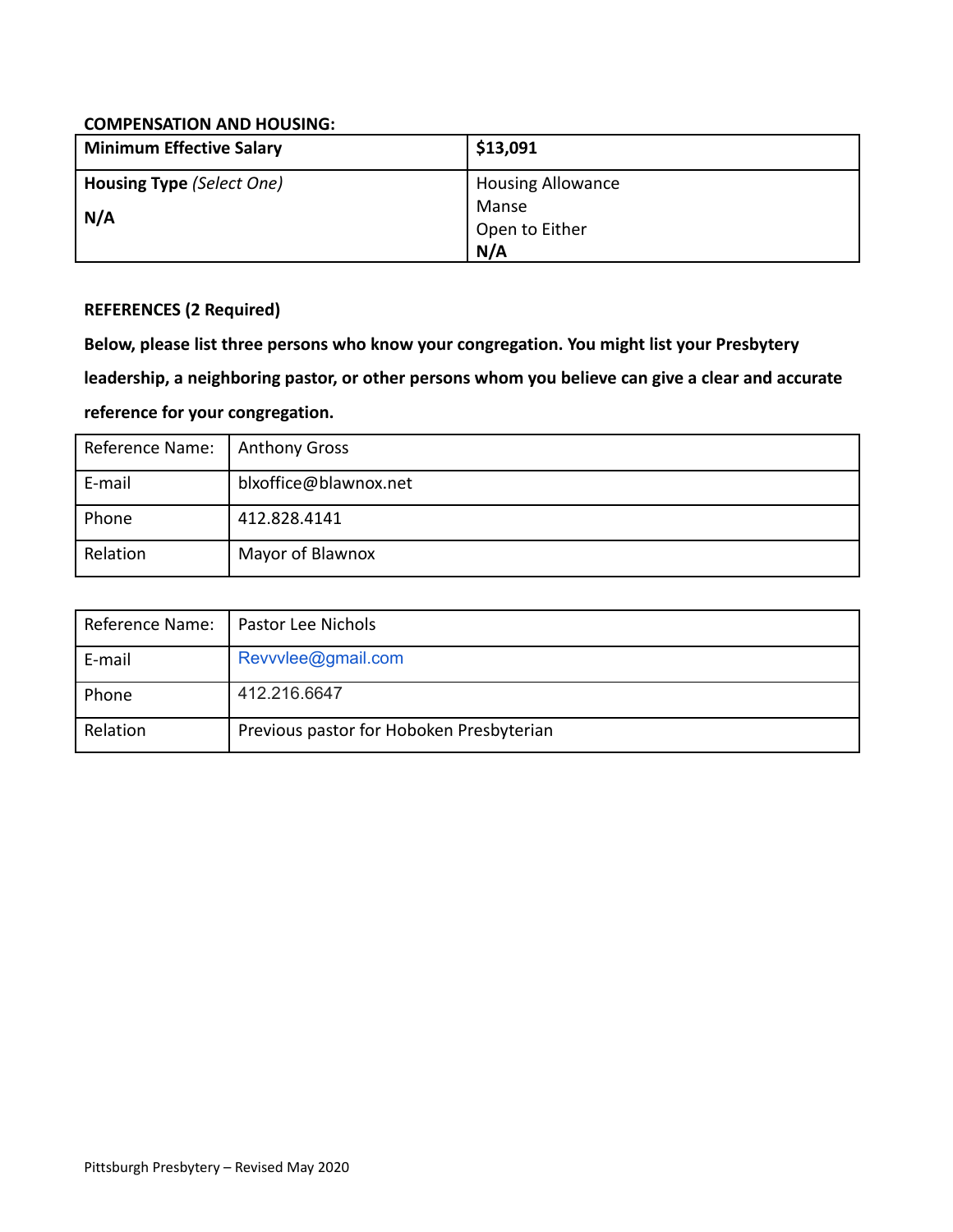**COMPENSATION AND HOUSING:**

| **Minimum Effective Salary** | **$13,091** |
|---|---|
| **Housing Type** *(Select One)*<br><br>**N/A** | Housing Allowance<br>Manse<br>Open to Either<br>**N/A** |

**REFERENCES (2 Required)**

**Below, please list three persons who know your congregation. You might list your Presbytery leadership, a neighboring pastor, or other persons whom you believe can give a clear and accurate reference for your congregation.**

| Reference Name: | Anthony Gross |
|---|---|
| E-mail | blxoffice@blawnox.net |
| Phone | 412.828.4141 |
| Relation | Mayor of Blawnox |

| Reference Name: | Pastor Lee Nichols |
|---|---|
| E-mail | Revvvlee@gmail.com |
| Phone | 412.216.6647 |
| Relation | Previous pastor for Hoboken Presbyterian |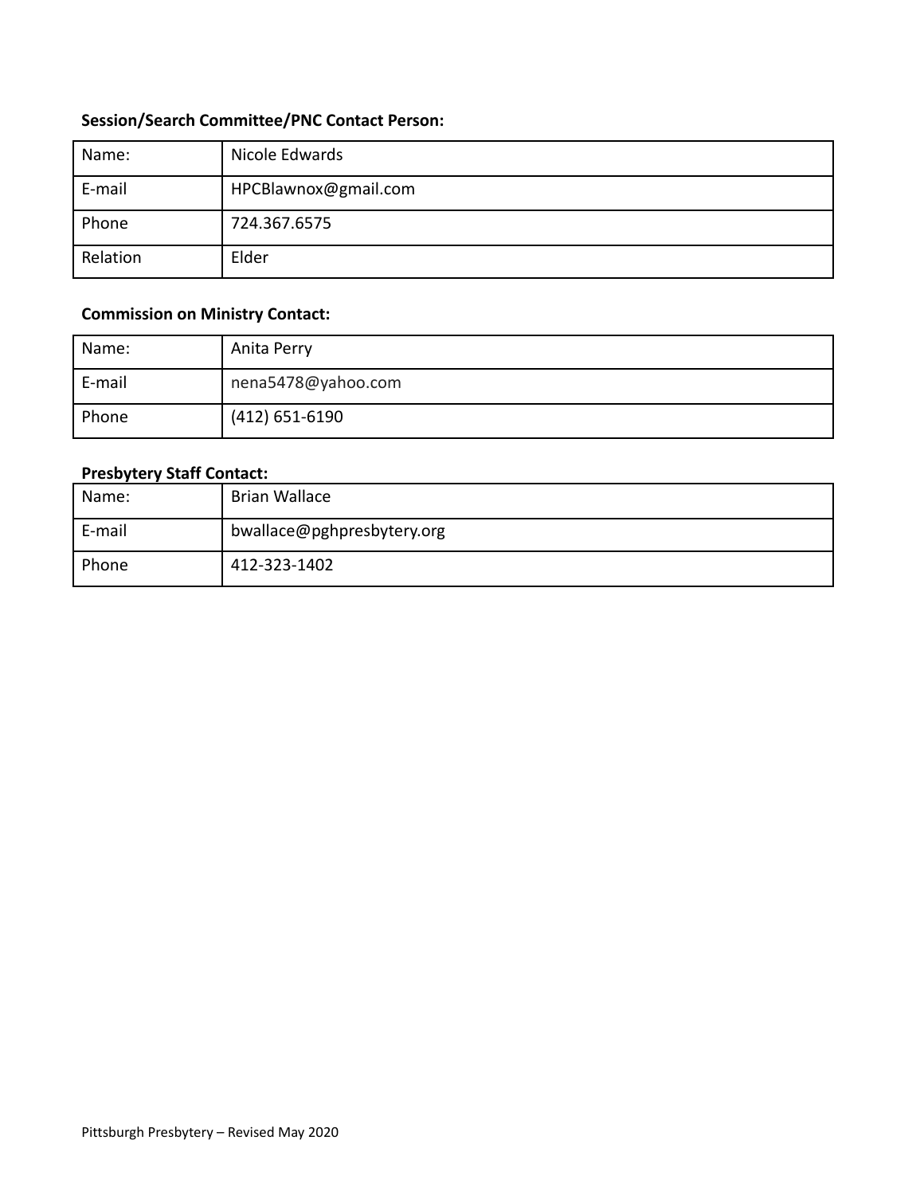**Session/Search Committee/PNC Contact Person:**

| Name: | Nicole Edwards |
|---|---|
| E-mail | HPCBlawnox@gmail.com |
| Phone | 724.367.6575 |
| Relation | Elder |

**Commission on Ministry Contact:**

| Name: | Anita Perry |
|---|---|
| E-mail | nena5478@yahoo.com |
| Phone | (412) 651-6190 |

**Presbytery Staff Contact:**

| Name: | Brian Wallace |
|---|---|
| E-mail | bwallace@pghpresbytery.org |
| Phone | 412-323-1402 |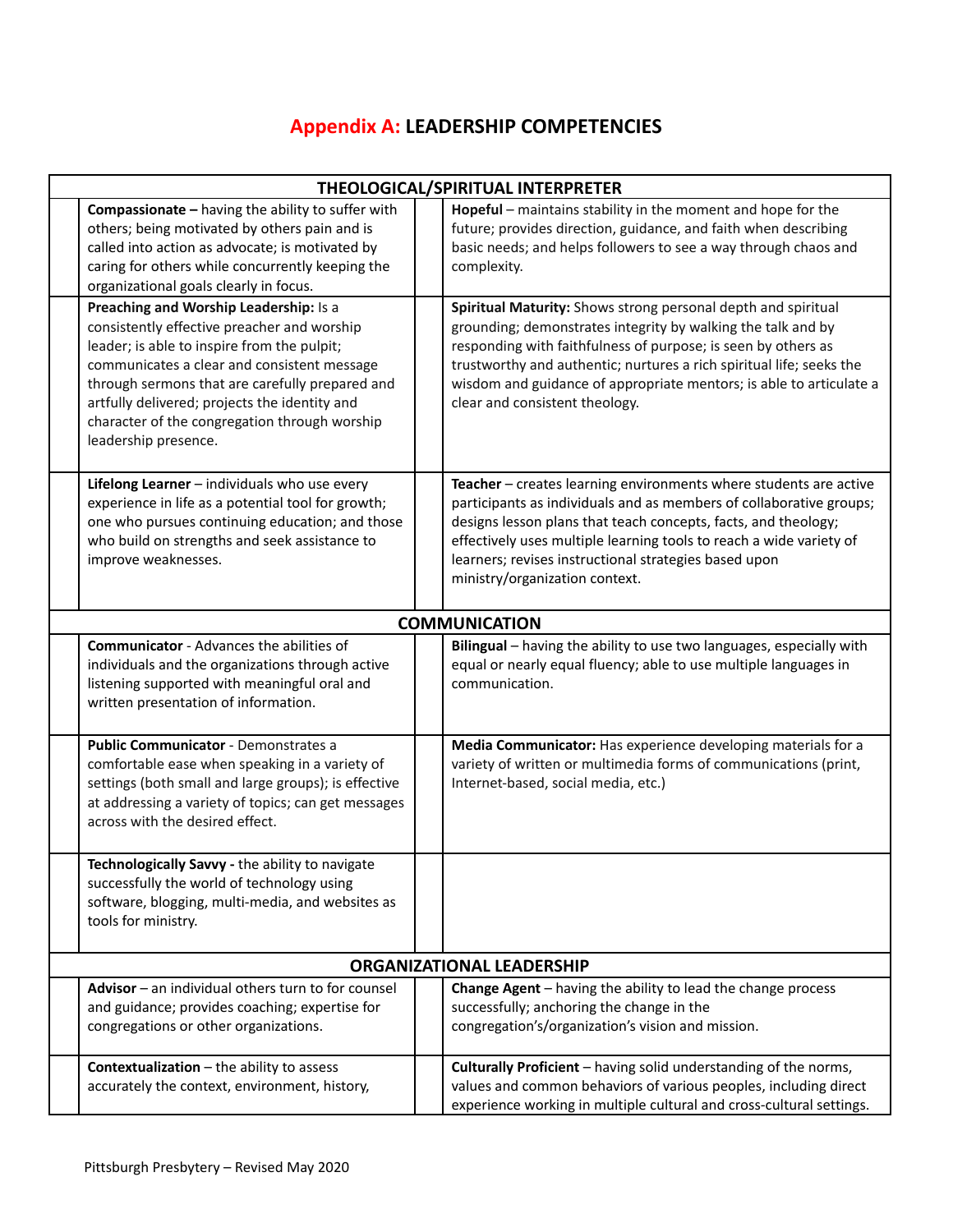# Appendix A: LEADERSHIP COMPETENCIES

| | THEOLOGICAL/SPIRITUAL INTERPRETER | | |
|---|---|---|---|
| | **Compassionate –** having the ability to suffer with others; being motivated by others pain and is called into action as advocate; is motivated by caring for others while concurrently keeping the organizational goals clearly in focus. | | **Hopeful** – maintains stability in the moment and hope for the future; provides direction, guidance, and faith when describing basic needs; and helps followers to see a way through chaos and complexity. |
| | **Preaching and Worship Leadership:** Is a consistently effective preacher and worship leader; is able to inspire from the pulpit; communicates a clear and consistent message through sermons that are carefully prepared and artfully delivered; projects the identity and character of the congregation through worship leadership presence. | | **Spiritual Maturity:** Shows strong personal depth and spiritual grounding; demonstrates integrity by walking the talk and by responding with faithfulness of purpose; is seen by others as trustworthy and authentic; nurtures a rich spiritual life; seeks the wisdom and guidance of appropriate mentors; is able to articulate a clear and consistent theology. |
| | **Lifelong Learner** – individuals who use every experience in life as a potential tool for growth; one who pursues continuing education; and those who build on strengths and seek assistance to improve weaknesses. | | **Teacher** – creates learning environments where students are active participants as individuals and as members of collaborative groups; designs lesson plans that teach concepts, facts, and theology; effectively uses multiple learning tools to reach a wide variety of learners; revises instructional strategies based upon ministry/organization context. |
| | **COMMUNICATION** | | |
| | **Communicator** - Advances the abilities of individuals and the organizations through active listening supported with meaningful oral and written presentation of information. | | **Bilingual** – having the ability to use two languages, especially with equal or nearly equal fluency; able to use multiple languages in communication. |
| | **Public Communicator** - Demonstrates a comfortable ease when speaking in a variety of settings (both small and large groups); is effective at addressing a variety of topics; can get messages across with the desired effect. | | **Media Communicator:** Has experience developing materials for a variety of written or multimedia forms of communications (print, Internet-based, social media, etc.) |
| | **Technologically Savvy -** the ability to navigate successfully the world of technology using software, blogging, multi-media, and websites as tools for ministry. | | |
| | **ORGANIZATIONAL LEADERSHIP** | | |
| | **Advisor** – an individual others turn to for counsel and guidance; provides coaching; expertise for congregations or other organizations. | | **Change Agent** – having the ability to lead the change process successfully; anchoring the change in the congregation's/organization's vision and mission. |
| | **Contextualization** – the ability to assess accurately the context, environment, history, | | **Culturally Proficient** – having solid understanding of the norms, values and common behaviors of various peoples, including direct experience working in multiple cultural and cross-cultural settings. |

Pittsburgh Presbytery – Revised May 2020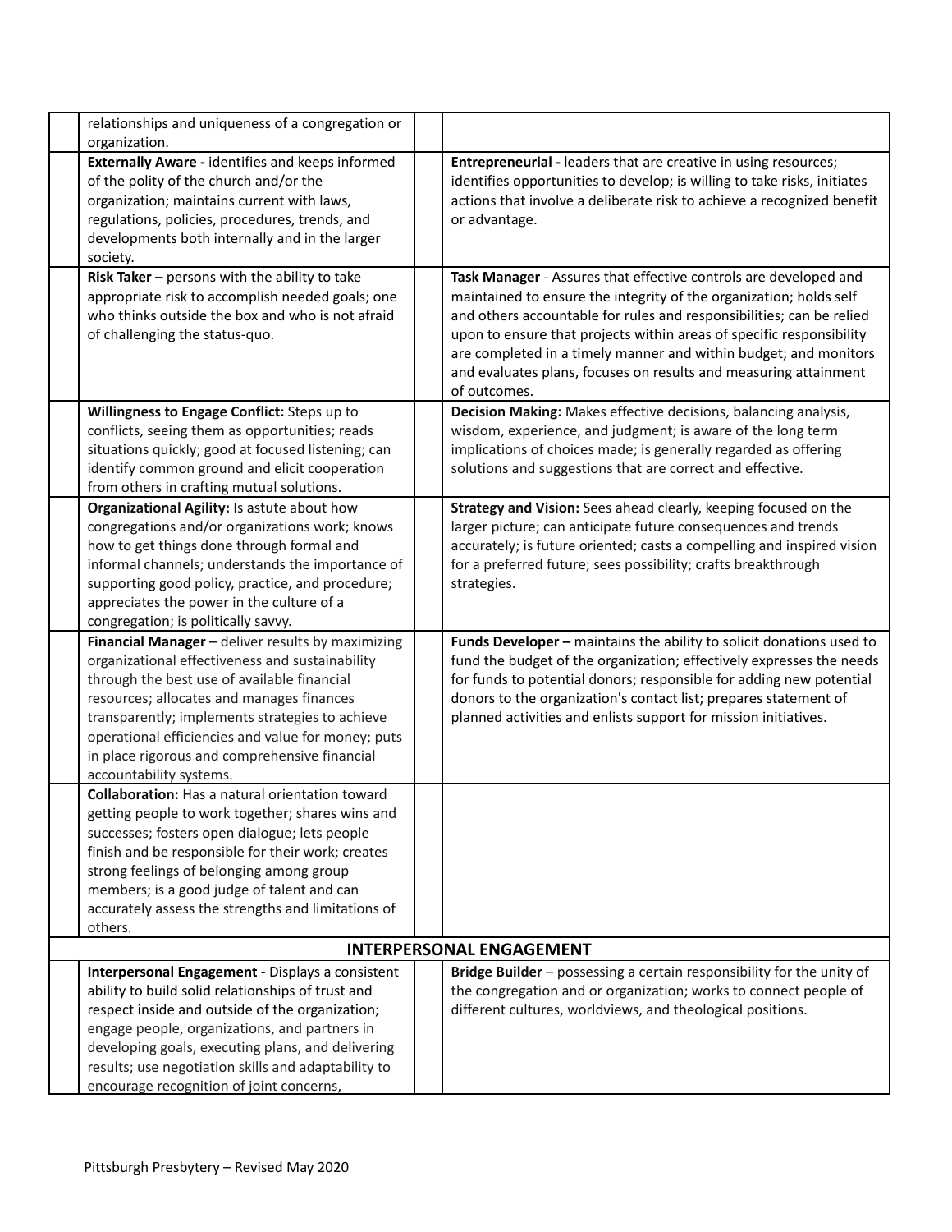| | | | |
|---|---|---|---|
| | relationships and uniqueness of a congregation or organization. | | |
| | **Externally Aware -** identifies and keeps informed of the polity of the church and/or the organization; maintains current with laws, regulations, policies, procedures, trends, and developments both internally and in the larger society. | | **Entrepreneurial -** leaders that are creative in using resources; identifies opportunities to develop; is willing to take risks, initiates actions that involve a deliberate risk to achieve a recognized benefit or advantage. |
| | **Risk Taker** – persons with the ability to take appropriate risk to accomplish needed goals; one who thinks outside the box and who is not afraid of challenging the status-quo. | | **Task Manager** - Assures that effective controls are developed and maintained to ensure the integrity of the organization; holds self and others accountable for rules and responsibilities; can be relied upon to ensure that projects within areas of specific responsibility are completed in a timely manner and within budget; and monitors and evaluates plans, focuses on results and measuring attainment of outcomes. |
| | **Willingness to Engage Conflict:** Steps up to conflicts, seeing them as opportunities; reads situations quickly; good at focused listening; can identify common ground and elicit cooperation from others in crafting mutual solutions. | | **Decision Making:** Makes effective decisions, balancing analysis, wisdom, experience, and judgment; is aware of the long term implications of choices made; is generally regarded as offering solutions and suggestions that are correct and effective. |
| | **Organizational Agility:** Is astute about how congregations and/or organizations work; knows how to get things done through formal and informal channels; understands the importance of supporting good policy, practice, and procedure; appreciates the power in the culture of a congregation; is politically savvy. | | **Strategy and Vision:** Sees ahead clearly, keeping focused on the larger picture; can anticipate future consequences and trends accurately; is future oriented; casts a compelling and inspired vision for a preferred future; sees possibility; crafts breakthrough strategies. |
| | **Financial Manager** – deliver results by maximizing organizational effectiveness and sustainability through the best use of available financial resources; allocates and manages finances transparently; implements strategies to achieve operational efficiencies and value for money; puts in place rigorous and comprehensive financial accountability systems. | | **Funds Developer –** maintains the ability to solicit donations used to fund the budget of the organization; effectively expresses the needs for funds to potential donors; responsible for adding new potential donors to the organization's contact list; prepares statement of planned activities and enlists support for mission initiatives. |
| | **Collaboration:** Has a natural orientation toward getting people to work together; shares wins and successes; fosters open dialogue; lets people finish and be responsible for their work; creates strong feelings of belonging among group members; is a good judge of talent and can accurately assess the strengths and limitations of others. | | |
| | **INTERPERSONAL ENGAGEMENT** | | |
| | **Interpersonal Engagement** - Displays a consistent ability to build solid relationships of trust and respect inside and outside of the organization; engage people, organizations, and partners in developing goals, executing plans, and delivering results; use negotiation skills and adaptability to encourage recognition of joint concerns, | | **Bridge Builder** – possessing a certain responsibility for the unity of the congregation and or organization; works to connect people of different cultures, worldviews, and theological positions. |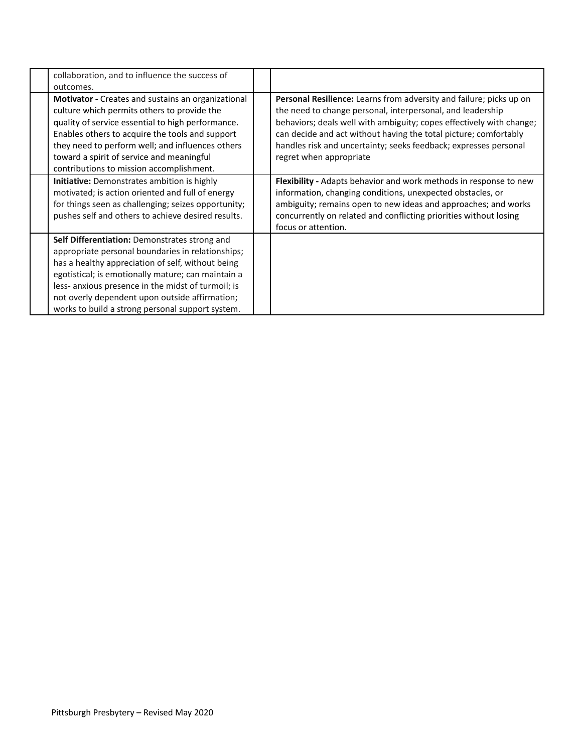|  |  |  |  |
|---|---|---|---|
|  | collaboration, and to influence the success of outcomes. |  |  |
|  | **Motivator -** Creates and sustains an organizational culture which permits others to provide the quality of service essential to high performance. Enables others to acquire the tools and support they need to perform well; and influences others toward a spirit of service and meaningful contributions to mission accomplishment. |  | **Personal Resilience:** Learns from adversity and failure; picks up on the need to change personal, interpersonal, and leadership behaviors; deals well with ambiguity; copes effectively with change; can decide and act without having the total picture; comfortably handles risk and uncertainty; seeks feedback; expresses personal regret when appropriate |
|  | **Initiative:** Demonstrates ambition is highly motivated; is action oriented and full of energy for things seen as challenging; seizes opportunity; pushes self and others to achieve desired results. |  | **Flexibility -** Adapts behavior and work methods in response to new information, changing conditions, unexpected obstacles, or ambiguity; remains open to new ideas and approaches; and works concurrently on related and conflicting priorities without losing focus or attention. |
|  | **Self Differentiation:** Demonstrates strong and appropriate personal boundaries in relationships; has a healthy appreciation of self, without being egotistical; is emotionally mature; can maintain a less- anxious presence in the midst of turmoil; is not overly dependent upon outside affirmation; works to build a strong personal support system. |  |  |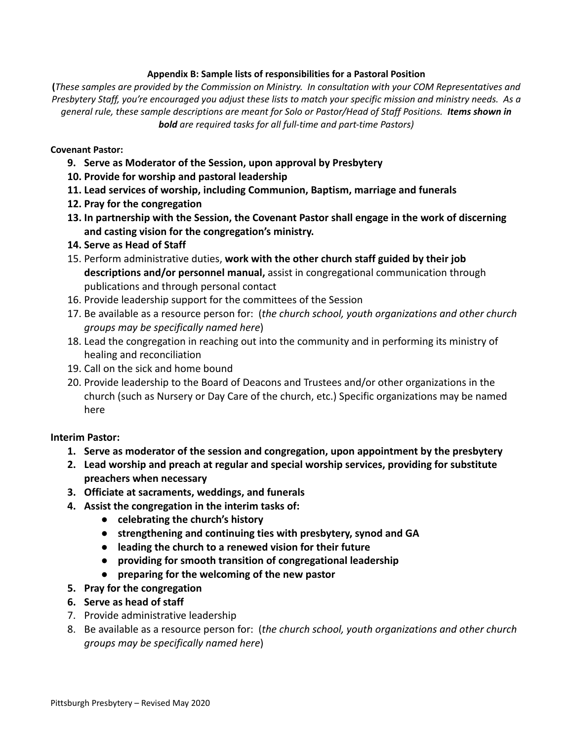**Appendix B: Sample lists of responsibilities for a Pastoral Position**

**(***These samples are provided by the Commission on Ministry. In consultation with your COM Representatives and Presbytery Staff, you're encouraged you adjust these lists to match your specific mission and ministry needs. As a general rule, these sample descriptions are meant for Solo or Pastor/Head of Staff Positions.* ***Items shown in bold*** *are required tasks for all full-time and part-time Pastors)*

**Covenant Pastor:**

9. **Serve as Moderator of the Session, upon approval by Presbytery**
10. **Provide for worship and pastoral leadership**
11. **Lead services of worship, including Communion, Baptism, marriage and funerals**
12. **Pray for the congregation**
13. **In partnership with the Session, the Covenant Pastor shall engage in the work of discerning and casting vision for the congregation's ministry.**
14. **Serve as Head of Staff**
15. Perform administrative duties, **work with the other church staff guided by their job descriptions and/or personnel manual,** assist in congregational communication through publications and through personal contact
16. Provide leadership support for the committees of the Session
17. Be available as a resource person for: (*the church school, youth organizations and other church groups may be specifically named here*)
18. Lead the congregation in reaching out into the community and in performing its ministry of healing and reconciliation
19. Call on the sick and home bound
20. Provide leadership to the Board of Deacons and Trustees and/or other organizations in the church (such as Nursery or Day Care of the church, etc.) Specific organizations may be named here

**Interim Pastor:**

1. **Serve as moderator of the session and congregation, upon appointment by the presbytery**
2. **Lead worship and preach at regular and special worship services, providing for substitute preachers when necessary**
3. **Officiate at sacraments, weddings, and funerals**
4. **Assist the congregation in the interim tasks of:**
    - **celebrating the church's history**
    - **strengthening and continuing ties with presbytery, synod and GA**
    - **leading the church to a renewed vision for their future**
    - **providing for smooth transition of congregational leadership**
    - **preparing for the welcoming of the new pastor**
5. **Pray for the congregation**
6. **Serve as head of staff**
7. Provide administrative leadership
8. Be available as a resource person for: (*the church school, youth organizations and other church groups may be specifically named here*)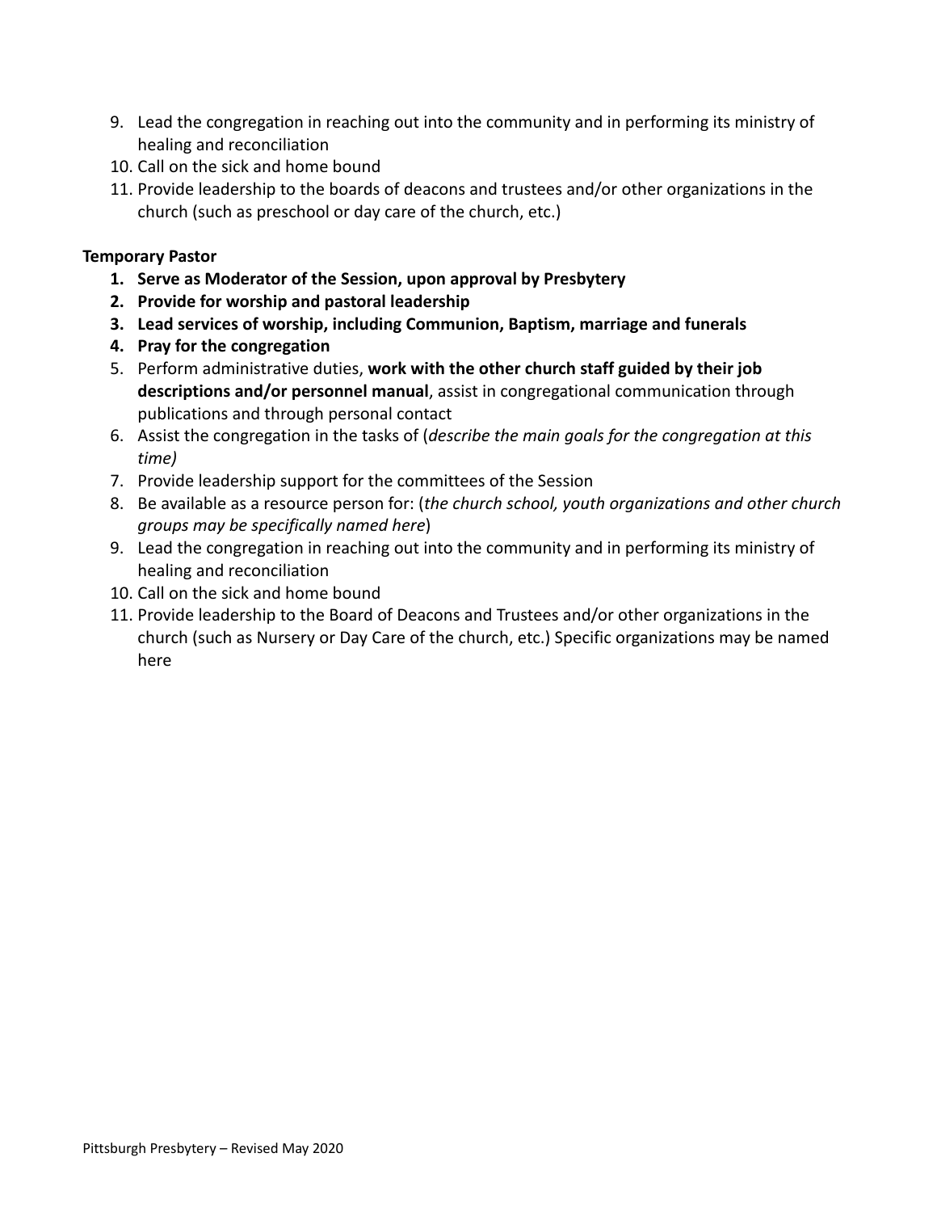9. Lead the congregation in reaching out into the community and in performing its ministry of healing and reconciliation
10. Call on the sick and home bound
11. Provide leadership to the boards of deacons and trustees and/or other organizations in the church (such as preschool or day care of the church, etc.)

**Temporary Pastor**

1. **Serve as Moderator of the Session, upon approval by Presbytery**
2. **Provide for worship and pastoral leadership**
3. **Lead services of worship, including Communion, Baptism, marriage and funerals**
4. **Pray for the congregation**
5. Perform administrative duties, **work with the other church staff guided by their job descriptions and/or personnel manual**, assist in congregational communication through publications and through personal contact
6. Assist the congregation in the tasks of (*describe the main goals for the congregation at this time)*
7. Provide leadership support for the committees of the Session
8. Be available as a resource person for: (*the church school, youth organizations and other church groups may be specifically named here*)
9. Lead the congregation in reaching out into the community and in performing its ministry of healing and reconciliation
10. Call on the sick and home bound
11. Provide leadership to the Board of Deacons and Trustees and/or other organizations in the church (such as Nursery or Day Care of the church, etc.) Specific organizations may be named here